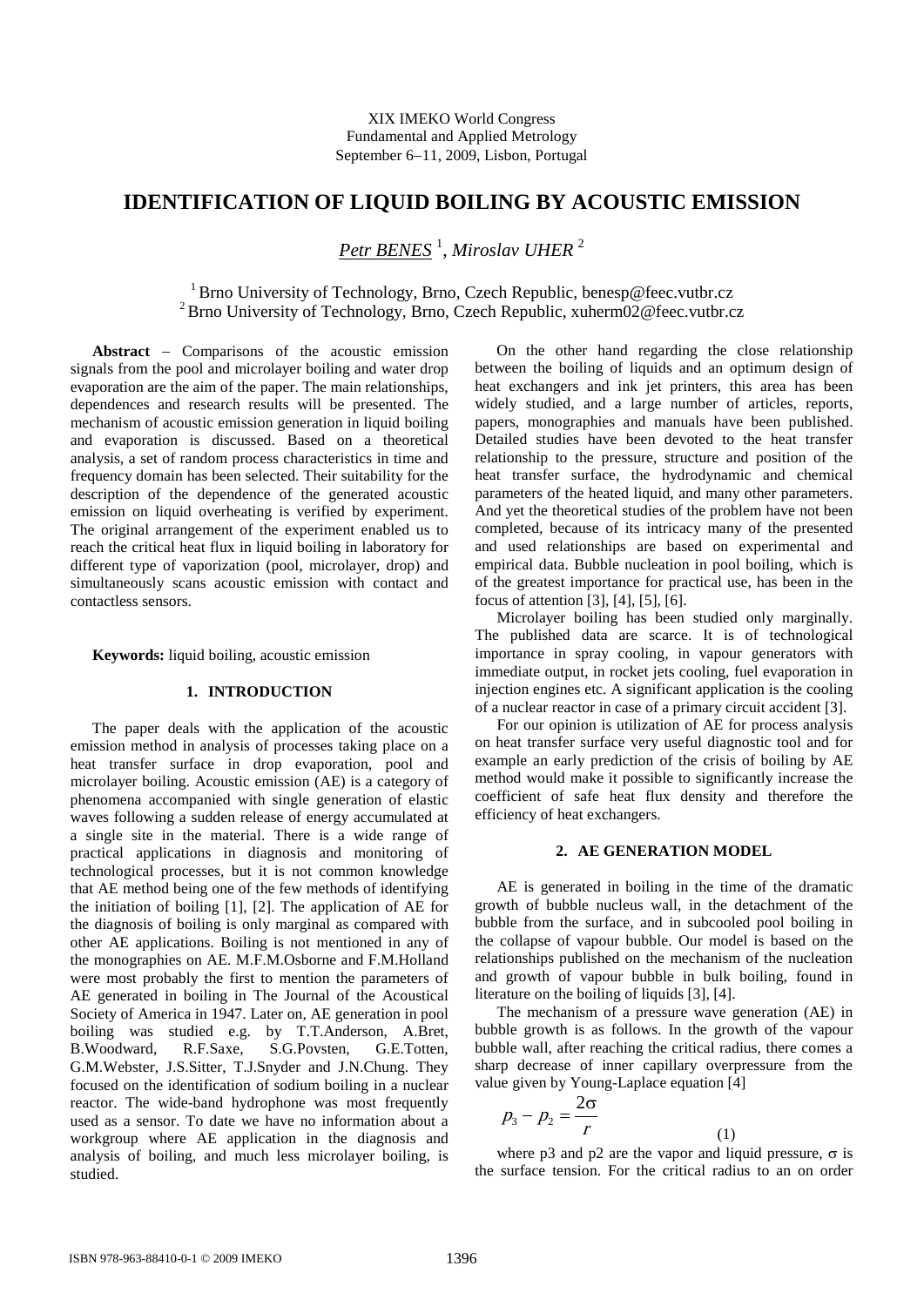XIX IMEKO World Congress
Fundamental and Applied Metrology
September 6−11, 2009, Lisbon, Portugal

# IDENTIFICATION OF LIQUID BOILING BY ACOUSTIC EMISSION

*Petr BENES* [1], *Miroslav UHER* [2]

[1] Brno University of Technology, Brno, Czech Republic, benesp@feec.vutbr.cz
[2] Brno University of Technology, Brno, Czech Republic, xuherm02@feec.vutbr.cz

**Abstract** − Comparisons of the acoustic emission signals from the pool and microlayer boiling and water drop evaporation are the aim of the paper. The main relationships, dependences and research results will be presented. The mechanism of acoustic emission generation in liquid boiling and evaporation is discussed. Based on a theoretical analysis, a set of random process characteristics in time and frequency domain has been selected. Their suitability for the description of the dependence of the generated acoustic emission on liquid overheating is verified by experiment. The original arrangement of the experiment enabled us to reach the critical heat flux in liquid boiling in laboratory for different type of vaporization (pool, microlayer, drop) and simultaneously scans acoustic emission with contact and contactless sensors.

**Keywords:** liquid boiling, acoustic emission

## 1. INTRODUCTION

The paper deals with the application of the acoustic emission method in analysis of processes taking place on a heat transfer surface in drop evaporation, pool and microlayer boiling. Acoustic emission (AE) is a category of phenomena accompanied with single generation of elastic waves following a sudden release of energy accumulated at a single site in the material. There is a wide range of practical applications in diagnosis and monitoring of technological processes, but it is not common knowledge that AE method being one of the few methods of identifying the initiation of boiling [1], [2]. The application of AE for the diagnosis of boiling is only marginal as compared with other AE applications. Boiling is not mentioned in any of the monographies on AE. M.F.M.Osborne and F.M.Holland were most probably the first to mention the parameters of AE generated in boiling in The Journal of the Acoustical Society of America in 1947. Later on, AE generation in pool boiling was studied e.g. by T.T.Anderson, A.Bret, B.Woodward, R.F.Saxe, S.G.Povsten, G.E.Totten, G.M.Webster, J.S.Sitter, T.J.Snyder and J.N.Chung. They focused on the identification of sodium boiling in a nuclear reactor. The wide-band hydrophone was most frequently used as a sensor. To date we have no information about a workgroup where AE application in the diagnosis and analysis of boiling, and much less microlayer boiling, is studied.

On the other hand regarding the close relationship between the boiling of liquids and an optimum design of heat exchangers and ink jet printers, this area has been widely studied, and a large number of articles, reports, papers, monographies and manuals have been published. Detailed studies have been devoted to the heat transfer relationship to the pressure, structure and position of the heat transfer surface, the hydrodynamic and chemical parameters of the heated liquid, and many other parameters. And yet the theoretical studies of the problem have not been completed, because of its intricacy many of the presented and used relationships are based on experimental and empirical data. Bubble nucleation in pool boiling, which is of the greatest importance for practical use, has been in the focus of attention [3], [4], [5], [6].

Microlayer boiling has been studied only marginally. The published data are scarce. It is of technological importance in spray cooling, in vapour generators with immediate output, in rocket jets cooling, fuel evaporation in injection engines etc. A significant application is the cooling of a nuclear reactor in case of a primary circuit accident [3].

For our opinion is utilization of AE for process analysis on heat transfer surface very useful diagnostic tool and for example an early prediction of the crisis of boiling by AE method would make it possible to significantly increase the coefficient of safe heat flux density and therefore the efficiency of heat exchangers.

## 2. AE GENERATION MODEL

AE is generated in boiling in the time of the dramatic growth of bubble nucleus wall, in the detachment of the bubble from the surface, and in subcooled pool boiling in the collapse of vapour bubble. Our model is based on the relationships published on the mechanism of the nucleation and growth of vapour bubble in bulk boiling, found in literature on the boiling of liquids [3], [4].

The mechanism of a pressure wave generation (AE) in bubble growth is as follows. In the growth of the vapour bubble wall, after reaching the critical radius, there comes a sharp decrease of inner capillary overpressure from the value given by Young-Laplace equation [4]

$$p_3 - p_2 = \frac{2\sigma}{r} \tag{1}$$

where p3 and p2 are the vapor and liquid pressure, $\sigma$ is the surface tension. For the critical radius to an on order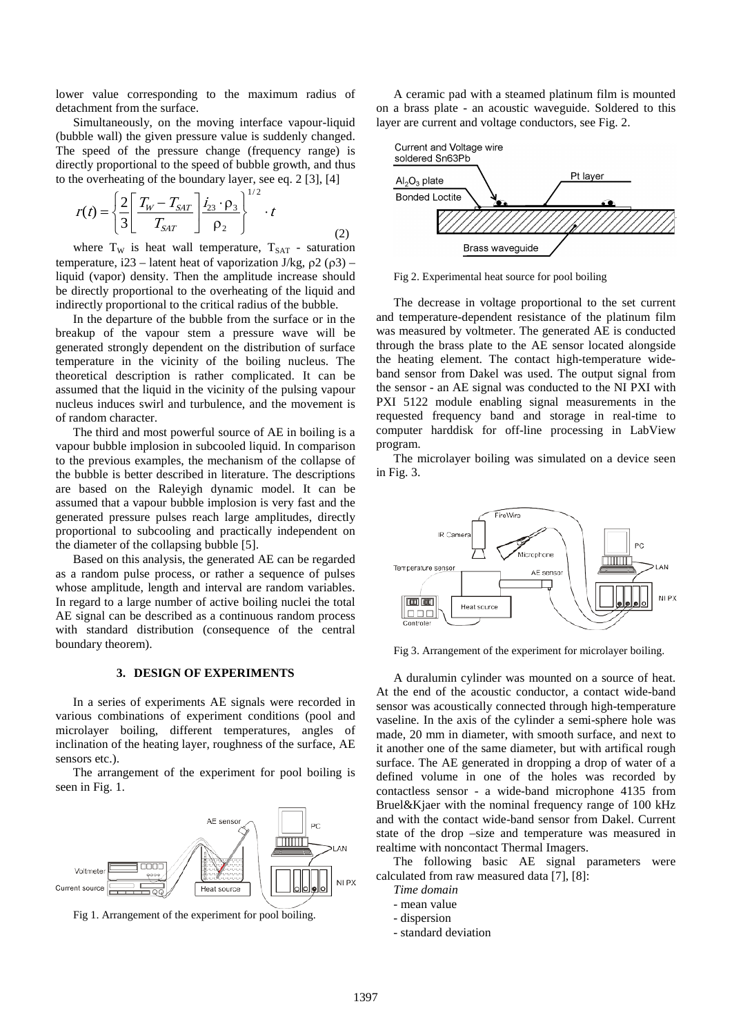lower value corresponding to the maximum radius of detachment from the surface.

Simultaneously, on the moving interface vapour-liquid (bubble wall) the given pressure value is suddenly changed. The speed of the pressure change (frequency range) is directly proportional to the speed of bubble growth, and thus to the overheating of the boundary layer, see eq. 2 [3], [4]

$$r(t) = \left\{ \frac{2}{3} \left[ \frac{T_W - T_{SAT}}{T_{SAT}} \right] \frac{i_{23} \cdot \rho_3}{\rho_2} \right\}^{1/2} \cdot t \qquad (2)$$

where $T_W$ is heat wall temperature, $T_{SAT}$ - saturation temperature, i23 – latent heat of vaporization J/kg, ρ2 (ρ3) – liquid (vapor) density. Then the amplitude increase should be directly proportional to the overheating of the liquid and indirectly proportional to the critical radius of the bubble.

In the departure of the bubble from the surface or in the breakup of the vapour stem a pressure wave will be generated strongly dependent on the distribution of surface temperature in the vicinity of the boiling nucleus. The theoretical description is rather complicated. It can be assumed that the liquid in the vicinity of the pulsing vapour nucleus induces swirl and turbulence, and the movement is of random character.

The third and most powerful source of AE in boiling is a vapour bubble implosion in subcooled liquid. In comparison to the previous examples, the mechanism of the collapse of the bubble is better described in literature. The descriptions are based on the Raleyigh dynamic model. It can be assumed that a vapour bubble implosion is very fast and the generated pressure pulses reach large amplitudes, directly proportional to subcooling and practically independent on the diameter of the collapsing bubble [5].

Based on this analysis, the generated AE can be regarded as a random pulse process, or rather a sequence of pulses whose amplitude, length and interval are random variables. In regard to a large number of active boiling nuclei the total AE signal can be described as a continuous random process with standard distribution (consequence of the central boundary theorem).

## 3. DESIGN OF EXPERIMENTS

In a series of experiments AE signals were recorded in various combinations of experiment conditions (pool and microlayer boiling, different temperatures, angles of inclination of the heating layer, roughness of the surface, AE sensors etc.).

The arrangement of the experiment for pool boiling is seen in Fig. 1.

Fig 1. Arrangement of the experiment for pool boiling.

A ceramic pad with a steamed platinum film is mounted on a brass plate - an acoustic waveguide. Soldered to this layer are current and voltage conductors, see Fig. 2.

Fig 2. Experimental heat source for pool boiling

The decrease in voltage proportional to the set current and temperature-dependent resistance of the platinum film was measured by voltmeter. The generated AE is conducted through the brass plate to the AE sensor located alongside the heating element. The contact high-temperature wide-band sensor from Dakel was used. The output signal from the sensor - an AE signal was conducted to the NI PXI with PXI 5122 module enabling signal measurements in the requested frequency band and storage in real-time to computer harddisk for off-line processing in LabView program.

The microlayer boiling was simulated on a device seen in Fig. 3.

Fig 3. Arrangement of the experiment for microlayer boiling.

A duralumin cylinder was mounted on a source of heat. At the end of the acoustic conductor, a contact wide-band sensor was acoustically connected through high-temperature vaseline. In the axis of the cylinder a semi-sphere hole was made, 20 mm in diameter, with smooth surface, and next to it another one of the same diameter, but with artifical rough surface. The AE generated in dropping a drop of water of a defined volume in one of the holes was recorded by contactless sensor - a wide-band microphone 4135 from Bruel&Kjaer with the nominal frequency range of 100 kHz and with the contact wide-band sensor from Dakel. Current state of the drop –size and temperature was measured in realtime with noncontact Thermal Imagers.

The following basic AE signal parameters were calculated from raw measured data [7], [8]:

*Time domain*

- mean value
- dispersion
- standard deviation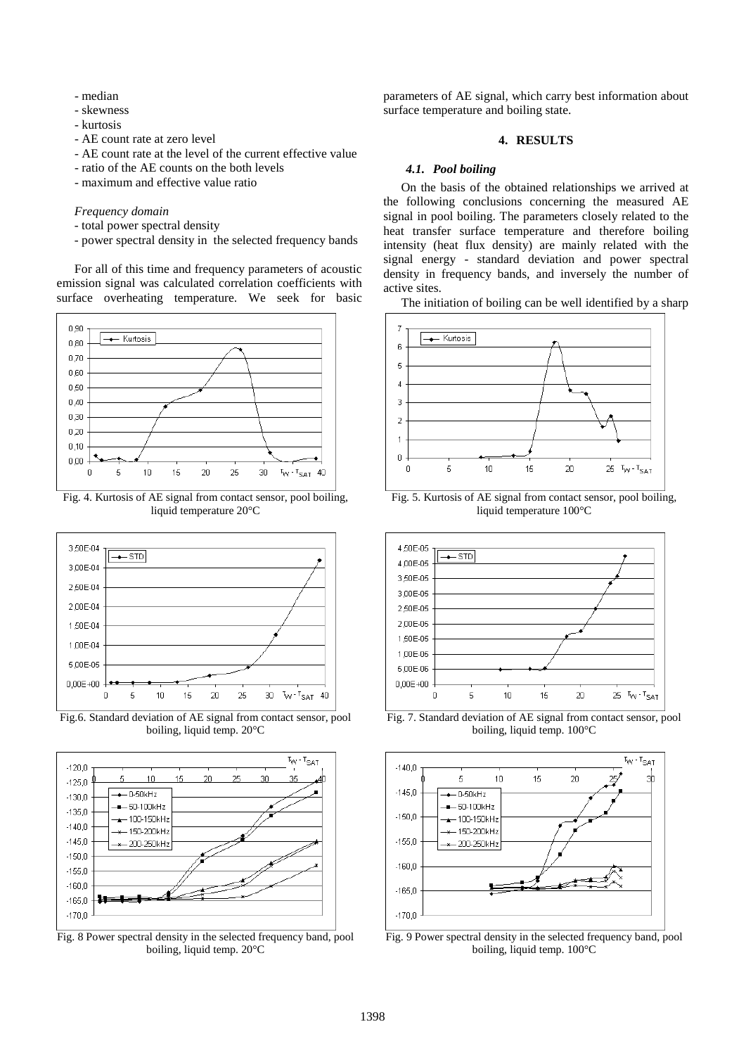- median
- skewness
- kurtosis
- AE count rate at zero level
- AE count rate at the level of the current effective value
- ratio of the AE counts on the both levels
- maximum and effective value ratio

*Frequency domain*

- total power spectral density
- power spectral density in the selected frequency bands

For all of this time and frequency parameters of acoustic emission signal was calculated correlation coefficients with surface overheating temperature. We seek for basic parameters of AE signal, which carry best information about surface temperature and boiling state.

Fig. 4. Kurtosis of AE signal from contact sensor, pool boiling, liquid temperature 20°C

Fig.6. Standard deviation of AE signal from contact sensor, pool boiling, liquid temp. 20°C

Fig. 8 Power spectral density in the selected frequency band, pool boiling, liquid temp. 20°C

## 4. RESULTS

### *4.1. Pool boiling*

On the basis of the obtained relationships we arrived at the following conclusions concerning the measured AE signal in pool boiling. The parameters closely related to the heat transfer surface temperature and therefore boiling intensity (heat flux density) are mainly related with the signal energy - standard deviation and power spectral density in frequency bands, and inversely the number of active sites.

The initiation of boiling can be well identified by a sharp

Fig. 5. Kurtosis of AE signal from contact sensor, pool boiling, liquid temperature 100°C

Fig. 7. Standard deviation of AE signal from contact sensor, pool boiling, liquid temp. 100°C

Fig. 9 Power spectral density in the selected frequency band, pool boiling, liquid temp. 100°C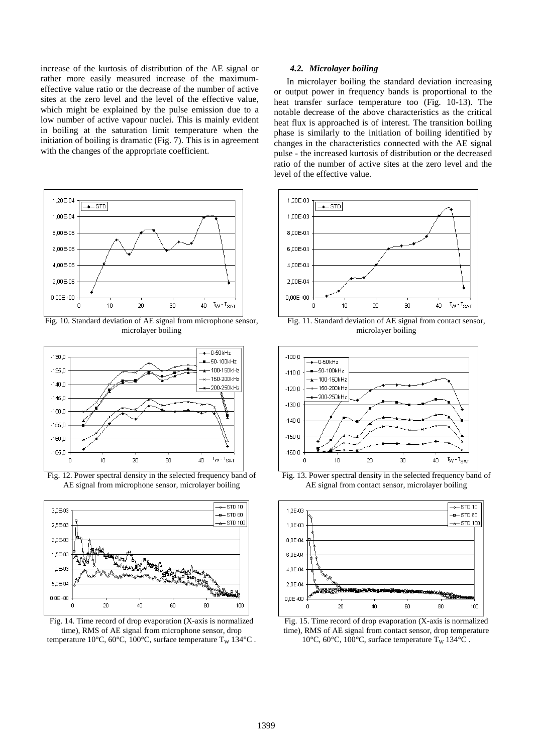increase of the kurtosis of distribution of the AE signal or rather more easily measured increase of the maximum-effective value ratio or the decrease of the number of active sites at the zero level and the level of the effective value, which might be explained by the pulse emission due to a low number of active vapour nuclei. This is mainly evident in boiling at the saturation limit temperature when the initiation of boiling is dramatic (Fig. 7). This is in agreement with the changes of the appropriate coefficient.

### *4.2. Microlayer boiling*

In microlayer boiling the standard deviation increasing or output power in frequency bands is proportional to the heat transfer surface temperature too (Fig. 10-13). The notable decrease of the above characteristics as the critical heat flux is approached is of interest. The transition boiling phase is similarly to the initiation of boiling identified by changes in the characteristics connected with the AE signal pulse - the increased kurtosis of distribution or the decreased ratio of the number of active sites at the zero level and the level of the effective value.

Fig. 10. Standard deviation of AE signal from microphone sensor, microlayer boiling

Fig. 11. Standard deviation of AE signal from contact sensor, microlayer boiling

Fig. 12. Power spectral density in the selected frequency band of AE signal from microphone sensor, microlayer boiling

Fig. 13. Power spectral density in the selected frequency band of AE signal from contact sensor, microlayer boiling

Fig. 14. Time record of drop evaporation (X-axis is normalized time), RMS of AE signal from microphone sensor, drop temperature 10°C, 60°C, 100°C, surface temperature $T_W$ 134°C .

Fig. 15. Time record of drop evaporation (X-axis is normalized time), RMS of AE signal from contact sensor, drop temperature 10°C, 60°C, 100°C, surface temperature $T_W$ 134°C .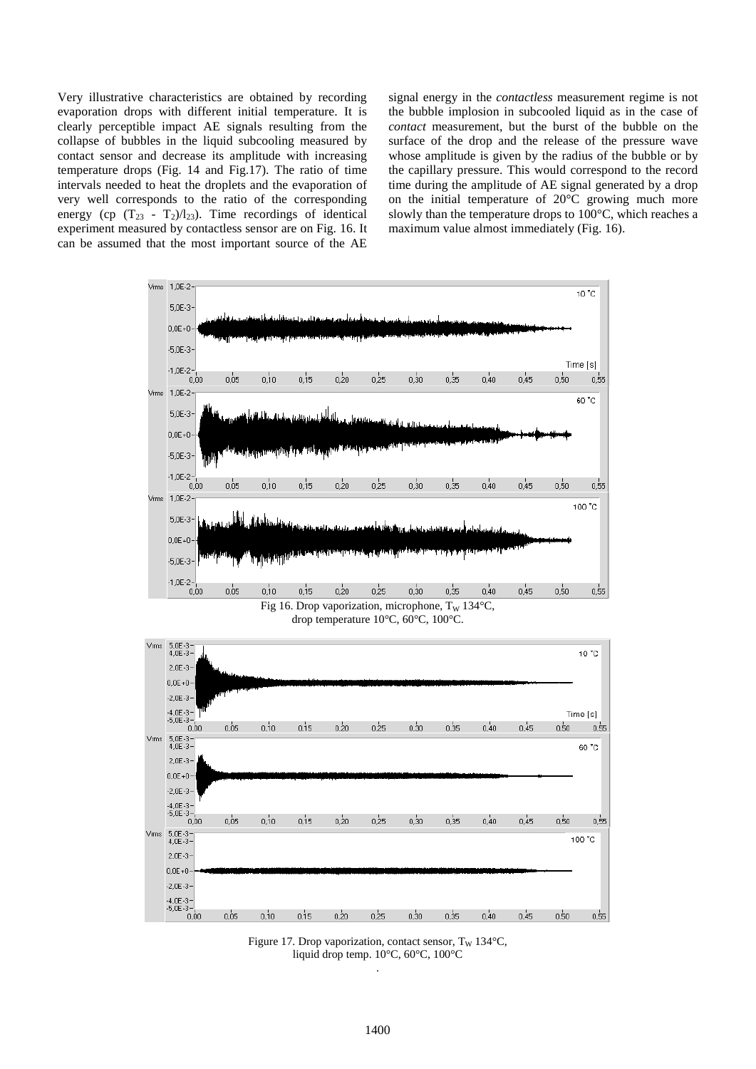Very illustrative characteristics are obtained by recording evaporation drops with different initial temperature. It is clearly perceptible impact AE signals resulting from the collapse of bubbles in the liquid subcooling measured by contact sensor and decrease its amplitude with increasing temperature drops (Fig. 14 and Fig.17). The ratio of time intervals needed to heat the droplets and the evaporation of very well corresponds to the ratio of the corresponding energy (cp $(T_{23} - T_2)/l_{23}$). Time recordings of identical experiment measured by contactless sensor are on Fig. 16. It can be assumed that the most important source of the AE signal energy in the *contactless* measurement regime is not the bubble implosion in subcooled liquid as in the case of *contact* measurement, but the burst of the bubble on the surface of the drop and the release of the pressure wave whose amplitude is given by the radius of the bubble or by the capillary pressure. This would correspond to the record time during the amplitude of AE signal generated by a drop on the initial temperature of 20°C growing much more slowly than the temperature drops to 100°C, which reaches a maximum value almost immediately (Fig. 16).

Fig 16. Drop vaporization, microphone, $T_W$ 134°C, drop temperature 10°C, 60°C, 100°C.

Figure 17. Drop vaporization, contact sensor, $T_W$ 134°C, liquid drop temp. 10°C, 60°C, 100°C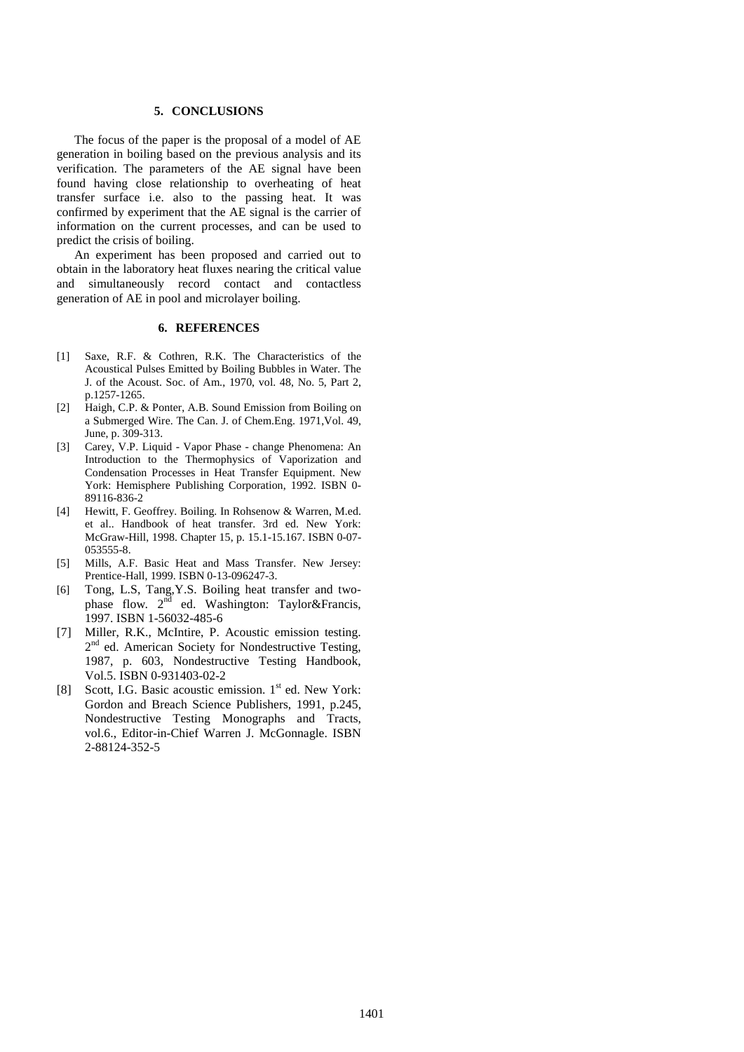## 5. CONCLUSIONS

The focus of the paper is the proposal of a model of AE generation in boiling based on the previous analysis and its verification. The parameters of the AE signal have been found having close relationship to overheating of heat transfer surface i.e. also to the passing heat. It was confirmed by experiment that the AE signal is the carrier of information on the current processes, and can be used to predict the crisis of boiling.

An experiment has been proposed and carried out to obtain in the laboratory heat fluxes nearing the critical value and simultaneously record contact and contactless generation of AE in pool and microlayer boiling.

## 6. REFERENCES

- [1] Saxe, R.F. & Cothren, R.K. The Characteristics of the Acoustical Pulses Emitted by Boiling Bubbles in Water. The J. of the Acoust. Soc. of Am., 1970, vol. 48, No. 5, Part 2, p.1257-1265.
- [2] Haigh, C.P. & Ponter, A.B. Sound Emission from Boiling on a Submerged Wire. The Can. J. of Chem.Eng. 1971,Vol. 49, June, p. 309-313.
- [3] Carey, V.P. Liquid - Vapor Phase - change Phenomena: An Introduction to the Thermophysics of Vaporization and Condensation Processes in Heat Transfer Equipment. New York: Hemisphere Publishing Corporation, 1992. ISBN 0-89116-836-2
- [4] Hewitt, F. Geoffrey. Boiling. In Rohsenow & Warren, M.ed. et al.. Handbook of heat transfer. 3rd ed. New York: McGraw-Hill, 1998. Chapter 15, p. 15.1-15.167. ISBN 0-07-053555-8.
- [5] Mills, A.F. Basic Heat and Mass Transfer. New Jersey: Prentice-Hall, 1999. ISBN 0-13-096247-3.
- [6] Tong, L.S, Tang,Y.S. Boiling heat transfer and two-phase flow. 2nd ed. Washington: Taylor&Francis, 1997. ISBN 1-56032-485-6
- [7] Miller, R.K., McIntire, P. Acoustic emission testing. 2nd ed. American Society for Nondestructive Testing, 1987, p. 603, Nondestructive Testing Handbook, Vol.5. ISBN 0-931403-02-2
- [8] Scott, I.G. Basic acoustic emission. 1st ed. New York: Gordon and Breach Science Publishers, 1991, p.245, Nondestructive Testing Monographs and Tracts, vol.6., Editor-in-Chief Warren J. McGonnagle. ISBN 2-88124-352-5